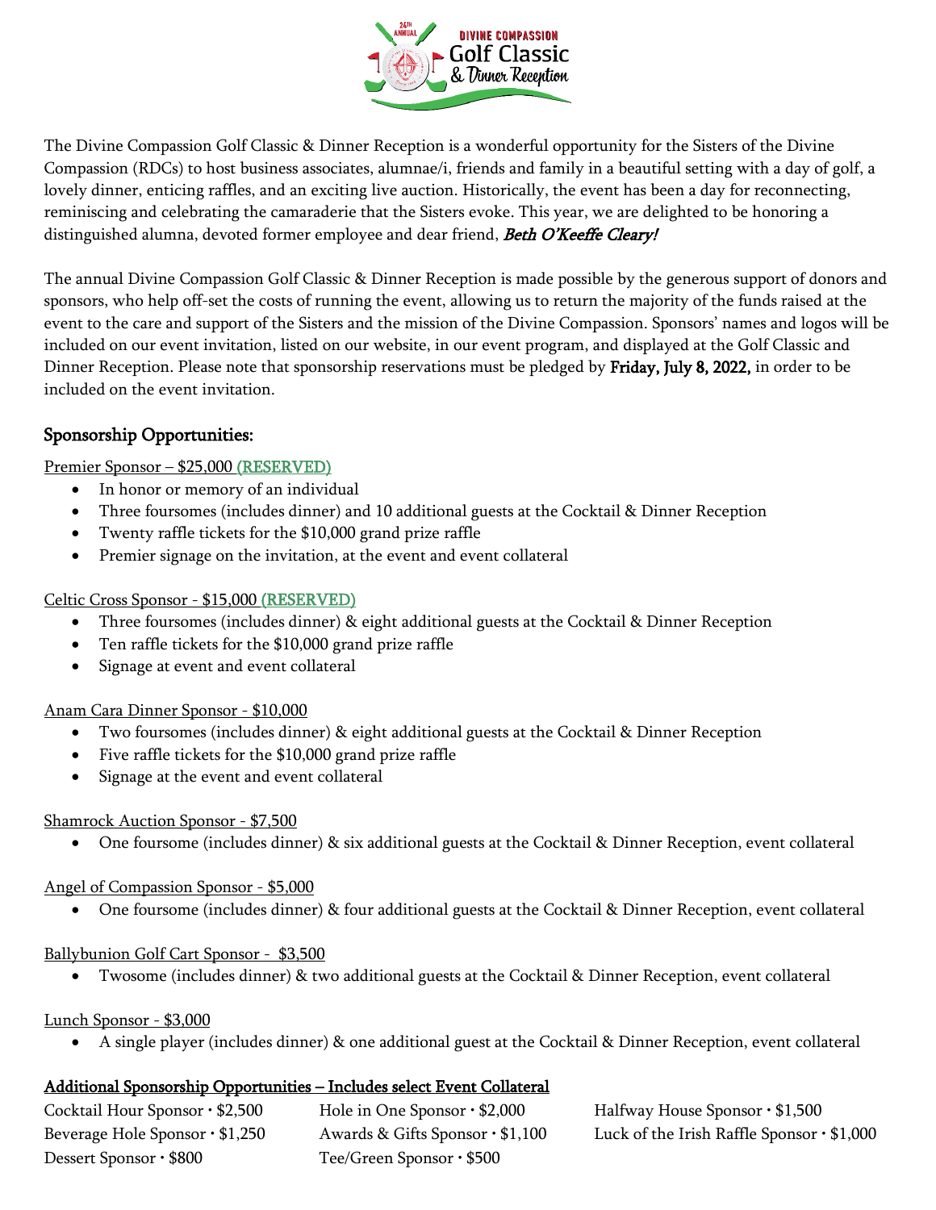# 24th Annual Divine Compassion Golf Classic & Dinner Reception

The Divine Compassion Golf Classic & Dinner Reception is a wonderful opportunity for the Sisters of the Divine Compassion (RDCs) to host business associates, alumnae/i, friends and family in a beautiful setting with a day of golf, a lovely dinner, enticing raffles, and an exciting live auction. Historically, the event has been a day for reconnecting, reminiscing and celebrating the camaraderie that the Sisters evoke. This year, we are delighted to be honoring a distinguished alumna, devoted former employee and dear friend, ***Beth O'Keeffe Cleary!***

The annual Divine Compassion Golf Classic & Dinner Reception is made possible by the generous support of donors and sponsors, who help off-set the costs of running the event, allowing us to return the majority of the funds raised at the event to the care and support of the Sisters and the mission of the Divine Compassion. Sponsors' names and logos will be included on our event invitation, listed on our website, in our event program, and displayed at the Golf Classic and Dinner Reception. Please note that sponsorship reservations must be pledged by **Friday, July 8, 2022,** in order to be included on the event invitation.

## Sponsorship Opportunities:

Premier Sponsor – $25,000 (RESERVED)

- In honor or memory of an individual
- Three foursomes (includes dinner) and 10 additional guests at the Cocktail & Dinner Reception
- Twenty raffle tickets for the $10,000 grand prize raffle
- Premier signage on the invitation, at the event and event collateral

Celtic Cross Sponsor - $15,000 (RESERVED)

- Three foursomes (includes dinner) & eight additional guests at the Cocktail & Dinner Reception
- Ten raffle tickets for the $10,000 grand prize raffle
- Signage at event and event collateral

Anam Cara Dinner Sponsor - $10,000

- Two foursomes (includes dinner) & eight additional guests at the Cocktail & Dinner Reception
- Five raffle tickets for the $10,000 grand prize raffle
- Signage at the event and event collateral

Shamrock Auction Sponsor - $7,500

- One foursome (includes dinner) & six additional guests at the Cocktail & Dinner Reception, event collateral

Angel of Compassion Sponsor - $5,000

- One foursome (includes dinner) & four additional guests at the Cocktail & Dinner Reception, event collateral

Ballybunion Golf Cart Sponsor - $3,500

- Twosome (includes dinner) & two additional guests at the Cocktail & Dinner Reception, event collateral

Lunch Sponsor - $3,000

- A single player (includes dinner) & one additional guest at the Cocktail & Dinner Reception, event collateral

**Additional Sponsorship Opportunities – Includes select Event Collateral**

Cocktail Hour Sponsor • $2,500
Hole in One Sponsor • $2,000
Halfway House Sponsor • $1,500
Beverage Hole Sponsor • $1,250
Awards & Gifts Sponsor • $1,100
Luck of the Irish Raffle Sponsor • $1,000
Dessert Sponsor • $800
Tee/Green Sponsor • $500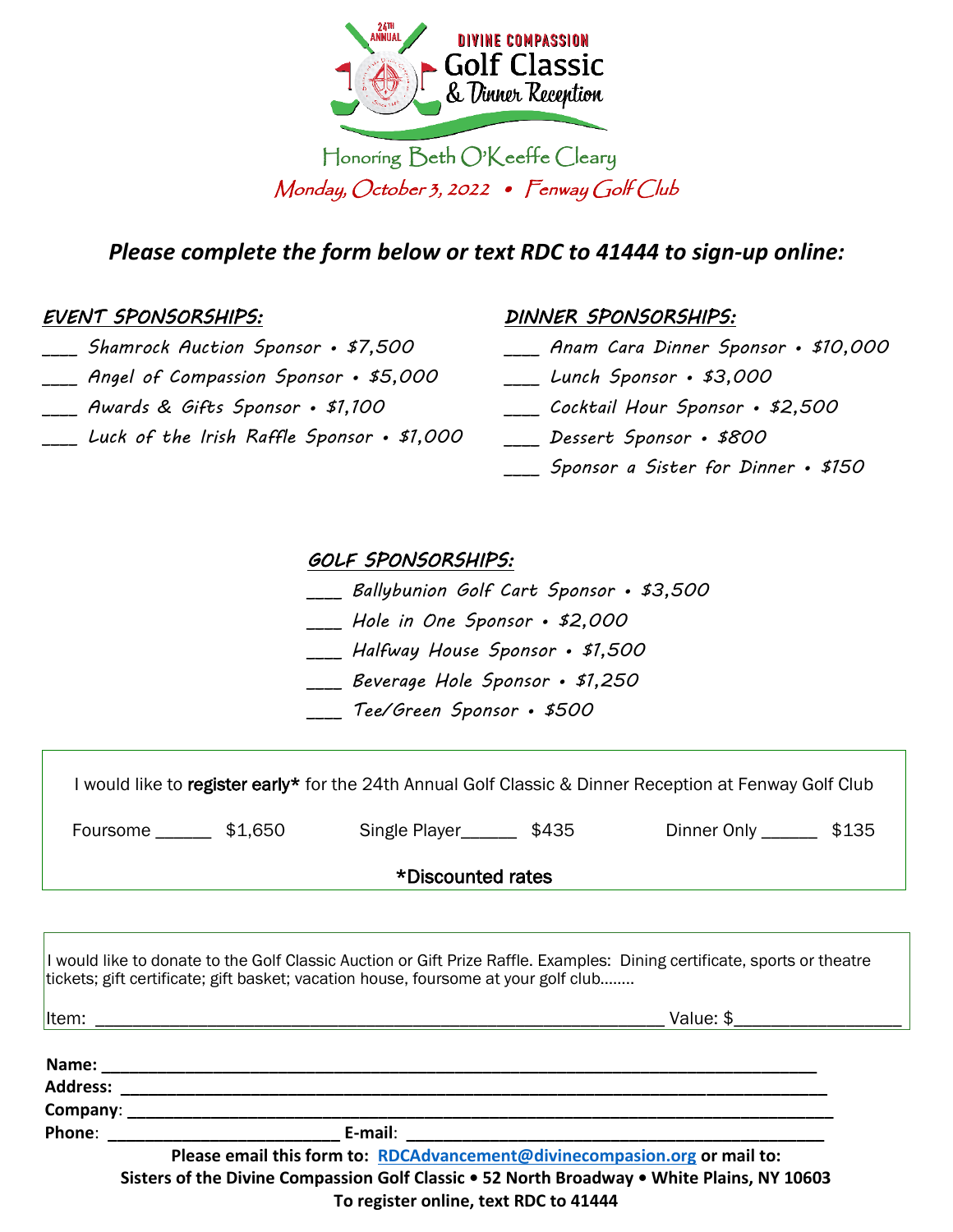24TH ANNUAL

DIVINE COMPASSION

# Golf Classic & Dinner Reception

Honoring Beth O'Keeffe Cleary

Monday, October 3, 2022 • Fenway Golf Club

## *Please complete the form below or text RDC to 41444 to sign-up online:*

### *EVENT SPONSORSHIPS:*

___ Shamrock Auction Sponsor • $7,500

___ Angel of Compassion Sponsor • $5,000

___ Awards & Gifts Sponsor • $1,100

___ Luck of the Irish Raffle Sponsor • $1,000

### *DINNER SPONSORSHIPS:*

___ Anam Cara Dinner Sponsor • $10,000

___ Lunch Sponsor • $3,000

___ Cocktail Hour Sponsor • $2,500

___ Dessert Sponsor • $800

___ Sponsor a Sister for Dinner • $150

### *GOLF SPONSORSHIPS:*

___ Ballybunion Golf Cart Sponsor • $3,500

___ Hole in One Sponsor • $2,000

___ Halfway House Sponsor • $1,500

___ Beverage Hole Sponsor • $1,250

___ Tee/Green Sponsor • $500

I would like to **register early*** for the 24th Annual Golf Classic & Dinner Reception at Fenway Golf Club

Foursome ______ $1,650     Single Player______ $435     Dinner Only ______ $135

*Discounted rates

I would like to donate to the Golf Classic Auction or Gift Prize Raffle. Examples: Dining certificate, sports or theatre tickets; gift certificate; gift basket; vacation house, foursome at your golf club........

Item: ______________________________________________ Value: $_______________

**Name:** ______________________________________________

**Address:** ______________________________________________

**Company**: ______________________________________________

**Phone**: ______________________ **E-mail**: ______________________________

**Please email this form to: RDCAdvancement@divinecompasion.org or mail to:**

**Sisters of the Divine Compassion Golf Classic • 52 North Broadway • White Plains, NY 10603**

**To register online, text RDC to 41444**